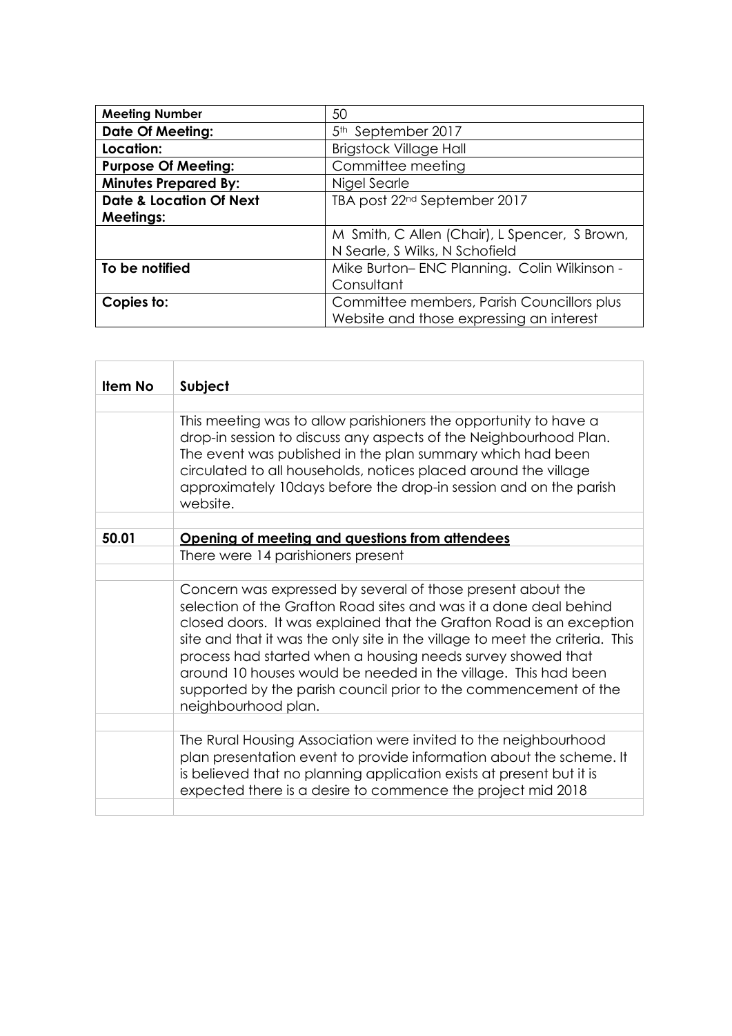| **Meeting Number** | 50 |
|---|---|
| **Date Of Meeting:** | 5th September 2017 |
| **Location:** | Brigstock Village Hall |
| **Purpose Of Meeting:** | Committee meeting |
| **Minutes Prepared By:** | Nigel Searle |
| **Date & Location Of Next Meetings:** | TBA post 22nd September 2017 |
| | M Smith, C Allen (Chair), L Spencer, S Brown, N Searle, S Wilks, N Schofield |
| **To be notified** | Mike Burton– ENC Planning. Colin Wilkinson - Consultant |
| **Copies to:** | Committee members, Parish Councillors plus Website and those expressing an interest |

| **Item No** | **Subject** |
|---|---|
| | |
| | This meeting was to allow parishioners the opportunity to have a drop-in session to discuss any aspects of the Neighbourhood Plan. The event was published in the plan summary which had been circulated to all households, notices placed around the village approximately 10days before the drop-in session and on the parish website. |
| | |
| **50.01** | **<u>Opening of meeting and questions from attendees</u>** |
| | There were 14 parishioners present |
| | |
| | Concern was expressed by several of those present about the selection of the Grafton Road sites and was it a done deal behind closed doors. It was explained that the Grafton Road is an exception site and that it was the only site in the village to meet the criteria. This process had started when a housing needs survey showed that around 10 houses would be needed in the village. This had been supported by the parish council prior to the commencement of the neighbourhood plan. |
| | |
| | The Rural Housing Association were invited to the neighbourhood plan presentation event to provide information about the scheme. It is believed that no planning application exists at present but it is expected there is a desire to commence the project mid 2018 |
| | |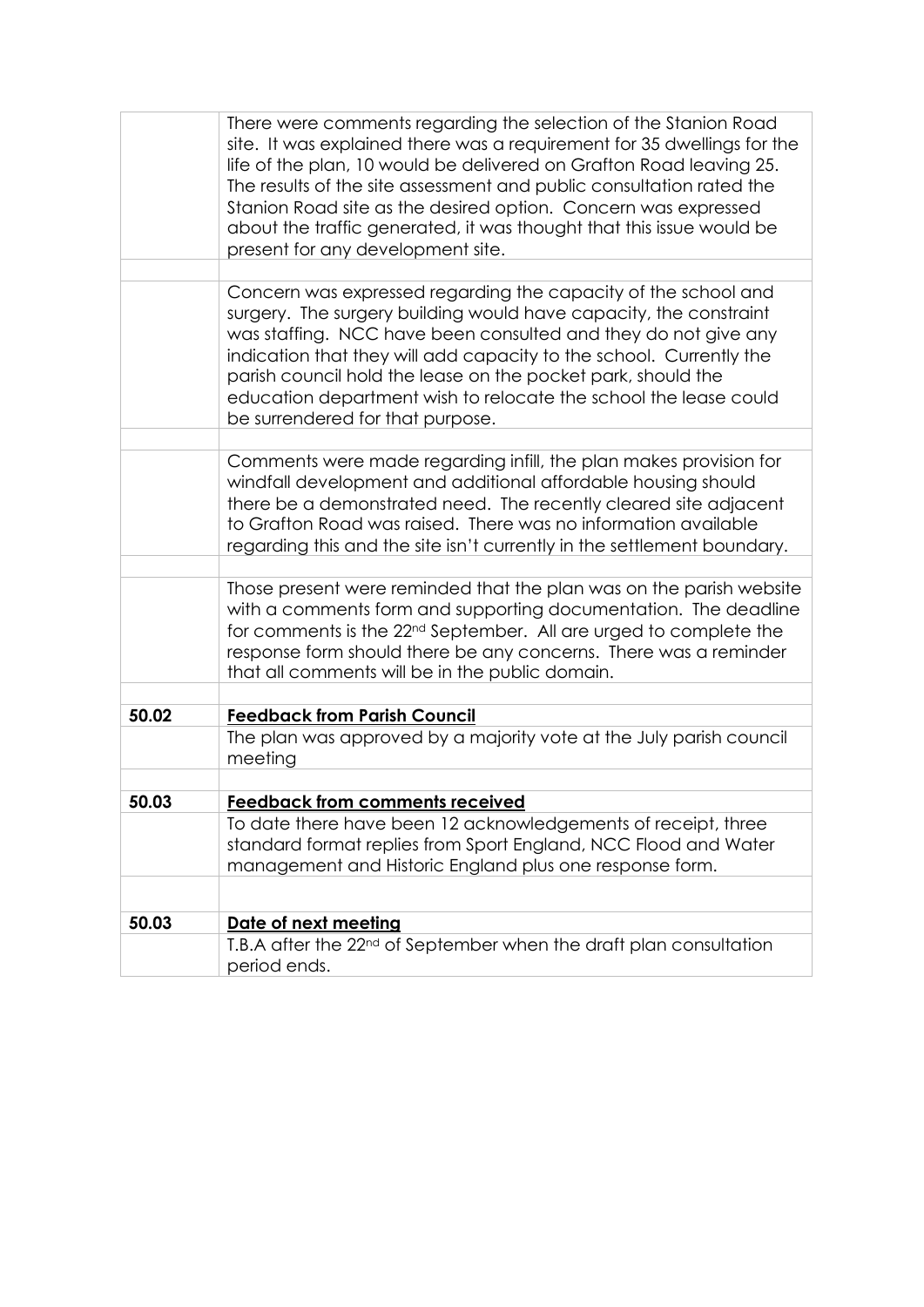| | |
|---|---|
| | There were comments regarding the selection of the Stanion Road site. It was explained there was a requirement for 35 dwellings for the life of the plan, 10 would be delivered on Grafton Road leaving 25. The results of the site assessment and public consultation rated the Stanion Road site as the desired option. Concern was expressed about the traffic generated, it was thought that this issue would be present for any development site. |
| | |
| | Concern was expressed regarding the capacity of the school and surgery. The surgery building would have capacity, the constraint was staffing. NCC have been consulted and they do not give any indication that they will add capacity to the school. Currently the parish council hold the lease on the pocket park, should the education department wish to relocate the school the lease could be surrendered for that purpose. |
| | |
| | Comments were made regarding infill, the plan makes provision for windfall development and additional affordable housing should there be a demonstrated need. The recently cleared site adjacent to Grafton Road was raised. There was no information available regarding this and the site isn't currently in the settlement boundary. |
| | |
| | Those present were reminded that the plan was on the parish website with a comments form and supporting documentation. The deadline for comments is the 22nd September. All are urged to complete the response form should there be any concerns. There was a reminder that all comments will be in the public domain. |
| | |
| 50.02 | **Feedback from Parish Council** |
| | The plan was approved by a majority vote at the July parish council meeting |
| | |
| 50.03 | **Feedback from comments received** |
| | To date there have been 12 acknowledgements of receipt, three standard format replies from Sport England, NCC Flood and Water management and Historic England plus one response form. |
| | |
| 50.03 | **Date of next meeting** |
| | T.B.A after the 22nd of September when the draft plan consultation period ends. |